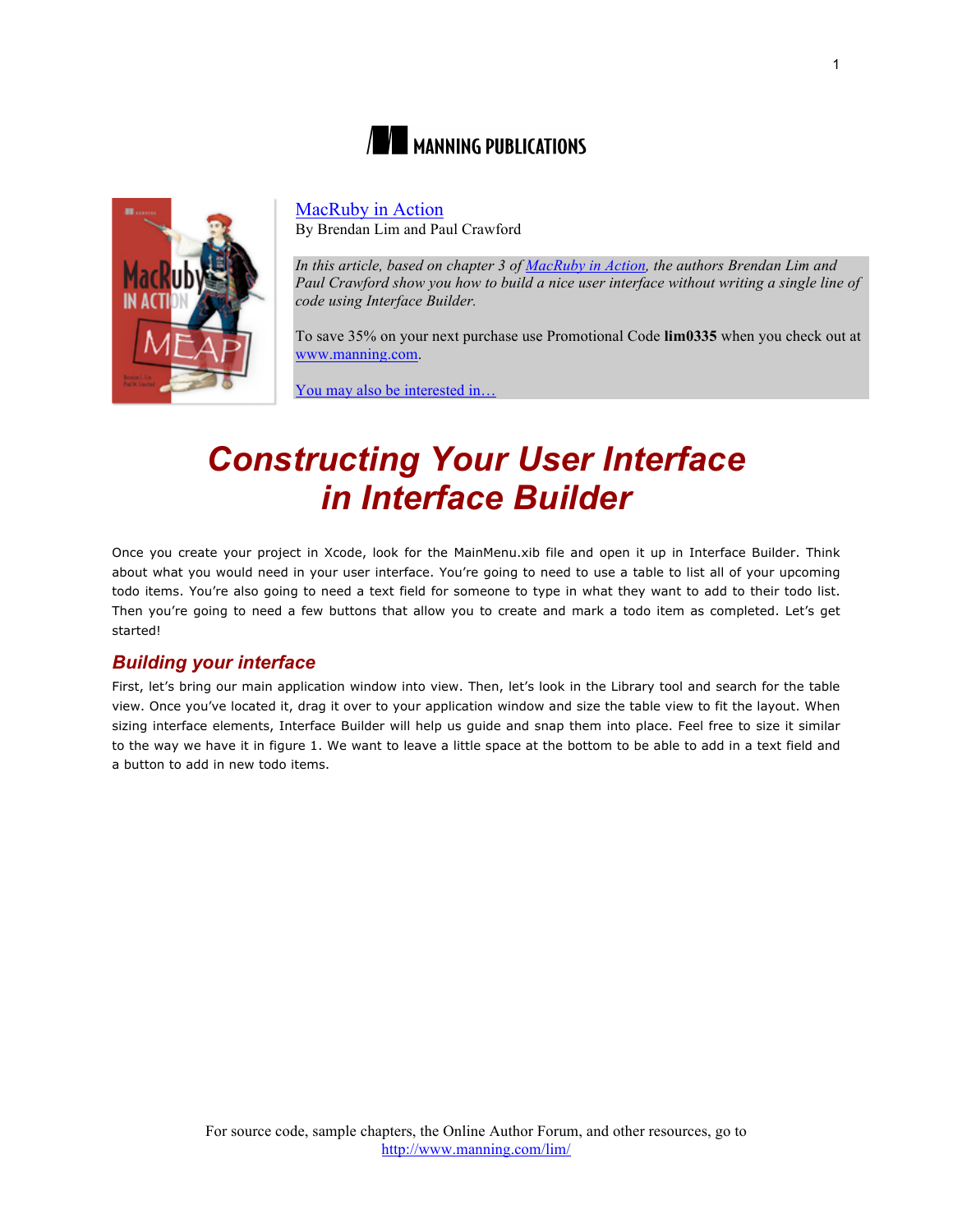MANNING PUBLICATIONS

[MacRuby in Action](#)
By Brendan Lim and Paul Crawford

*In this article, based on chapter 3 of [MacRuby in Action](#), the authors Brendan Lim and Paul Crawford show you how to build a nice user interface without writing a single line of code using Interface Builder.*

To save 35% on your next purchase use Promotional Code **lim0335** when you check out at [www.manning.com](http://www.manning.com).

[You may also be interested in…](#)

# Constructing Your User Interface in Interface Builder

Once you create your project in Xcode, look for the MainMenu.xib file and open it up in Interface Builder. Think about what you would need in your user interface. You're going to need to use a table to list all of your upcoming todo items. You're also going to need a text field for someone to type in what they want to add to their todo list. Then you're going to need a few buttons that allow you to create and mark a todo item as completed. Let's get started!

## Building your interface

First, let's bring our main application window into view. Then, let's look in the Library tool and search for the table view. Once you've located it, drag it over to your application window and size the table view to fit the layout. When sizing interface elements, Interface Builder will help us guide and snap them into place. Feel free to size it similar to the way we have it in figure 1. We want to leave a little space at the bottom to be able to add in a text field and a button to add in new todo items.

For source code, sample chapters, the Online Author Forum, and other resources, go to [http://www.manning.com/lim/](http://www.manning.com/lim/)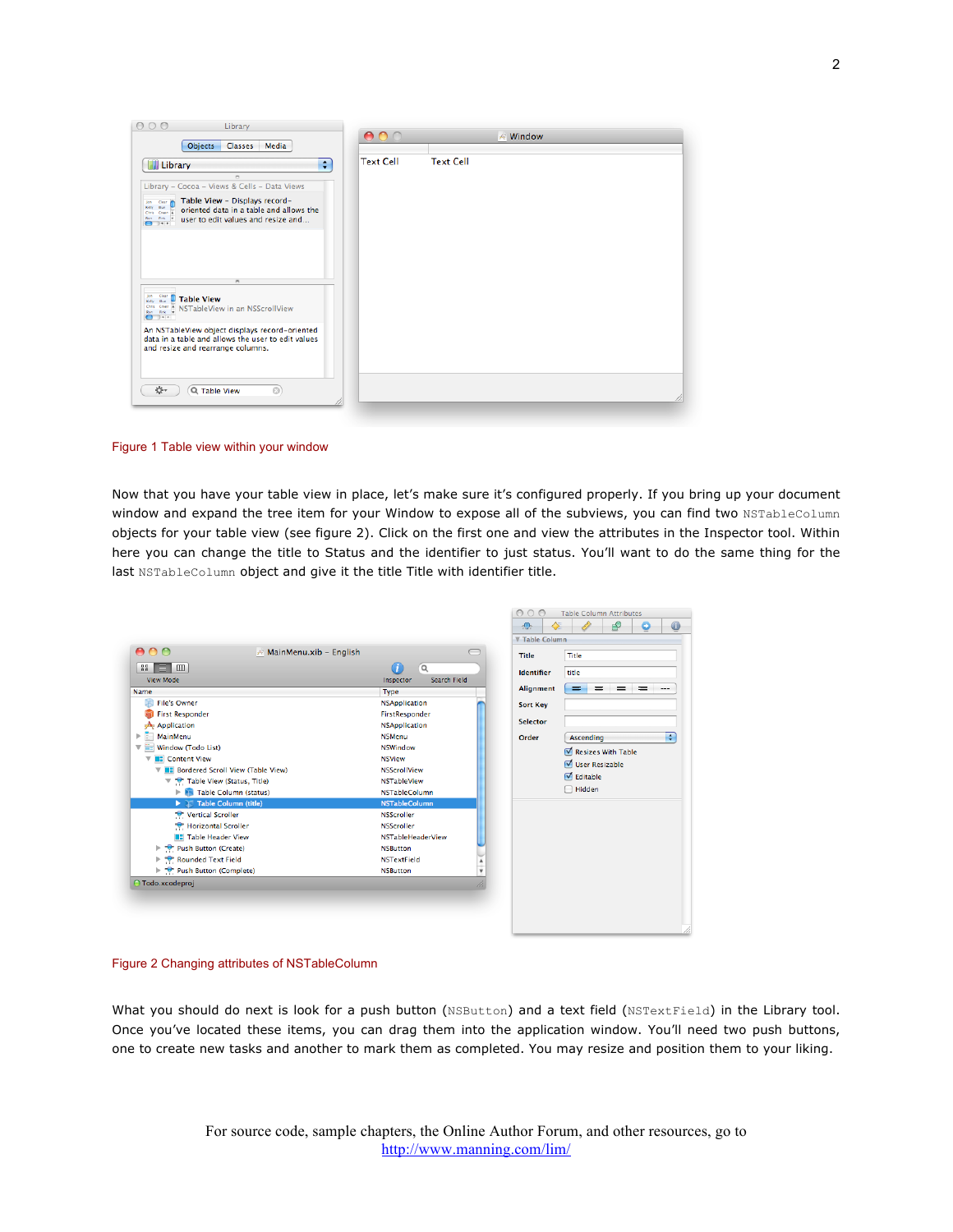Figure 1 Table view within your window

Now that you have your table view in place, let's make sure it's configured properly. If you bring up your document window and expand the tree item for your Window to expose all of the subviews, you can find two `NSTableColumn` objects for your table view (see figure 2). Click on the first one and view the attributes in the Inspector tool. Within here you can change the title to Status and the identifier to just status. You'll want to do the same thing for the last `NSTableColumn` object and give it the title Title with identifier title.

Figure 2 Changing attributes of NSTableColumn

What you should do next is look for a push button (`NSButton`) and a text field (`NSTextField`) in the Library tool. Once you've located these items, you can drag them into the application window. You'll need two push buttons, one to create new tasks and another to mark them as completed. You may resize and position them to your liking.

For source code, sample chapters, the Online Author Forum, and other resources, go to
http://www.manning.com/lim/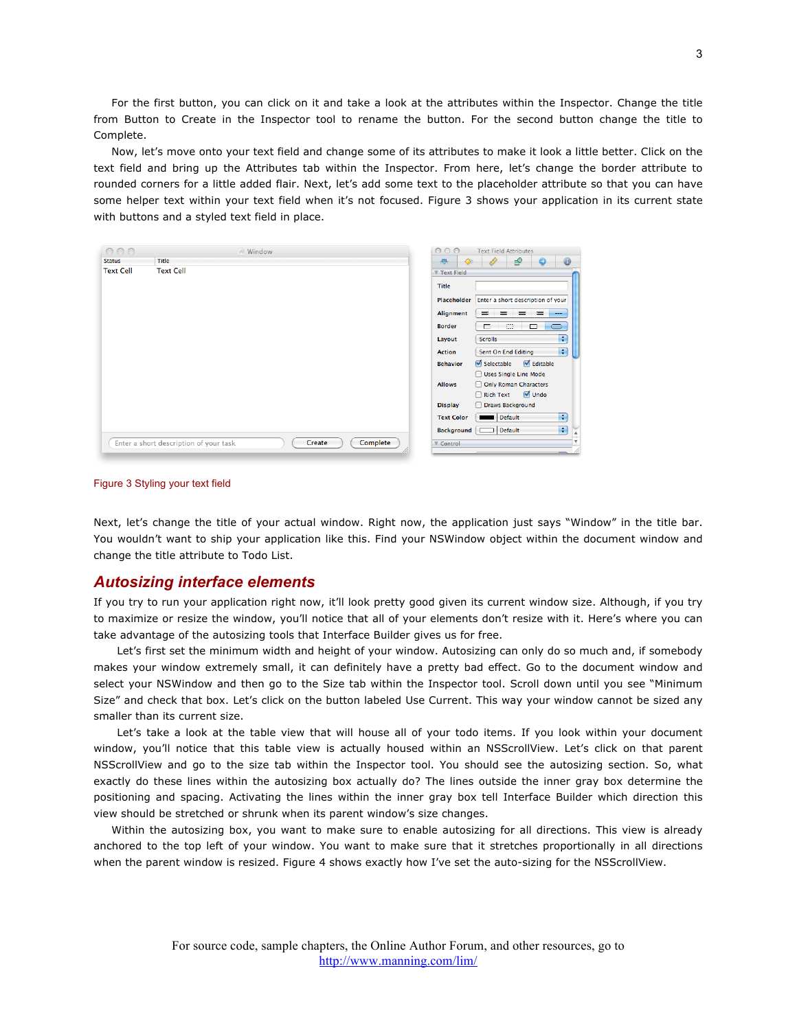For the first button, you can click on it and take a look at the attributes within the Inspector. Change the title from Button to Create in the Inspector tool to rename the button. For the second button change the title to Complete.

Now, let's move onto your text field and change some of its attributes to make it look a little better. Click on the text field and bring up the Attributes tab within the Inspector. From here, let's change the border attribute to rounded corners for a little added flair. Next, let's add some text to the placeholder attribute so that you can have some helper text within your text field when it's not focused. Figure 3 shows your application in its current state with buttons and a styled text field in place.

Figure 3 Styling your text field

Next, let's change the title of your actual window. Right now, the application just says "Window" in the title bar. You wouldn't want to ship your application like this. Find your NSWindow object within the document window and change the title attribute to Todo List.

## Autosizing interface elements

If you try to run your application right now, it'll look pretty good given its current window size. Although, if you try to maximize or resize the window, you'll notice that all of your elements don't resize with it. Here's where you can take advantage of the autosizing tools that Interface Builder gives us for free.

Let's first set the minimum width and height of your window. Autosizing can only do so much and, if somebody makes your window extremely small, it can definitely have a pretty bad effect. Go to the document window and select your NSWindow and then go to the Size tab within the Inspector tool. Scroll down until you see "Minimum Size" and check that box. Let's click on the button labeled Use Current. This way your window cannot be sized any smaller than its current size.

Let's take a look at the table view that will house all of your todo items. If you look within your document window, you'll notice that this table view is actually housed within an NSScrollView. Let's click on that parent NSScrollView and go to the size tab within the Inspector tool. You should see the autosizing section. So, what exactly do these lines within the autosizing box actually do? The lines outside the inner gray box determine the positioning and spacing. Activating the lines within the inner gray box tell Interface Builder which direction this view should be stretched or shrunk when its parent window's size changes.

Within the autosizing box, you want to make sure to enable autosizing for all directions. This view is already anchored to the top left of your window. You want to make sure that it stretches proportionally in all directions when the parent window is resized. Figure 4 shows exactly how I've set the auto-sizing for the NSScrollView.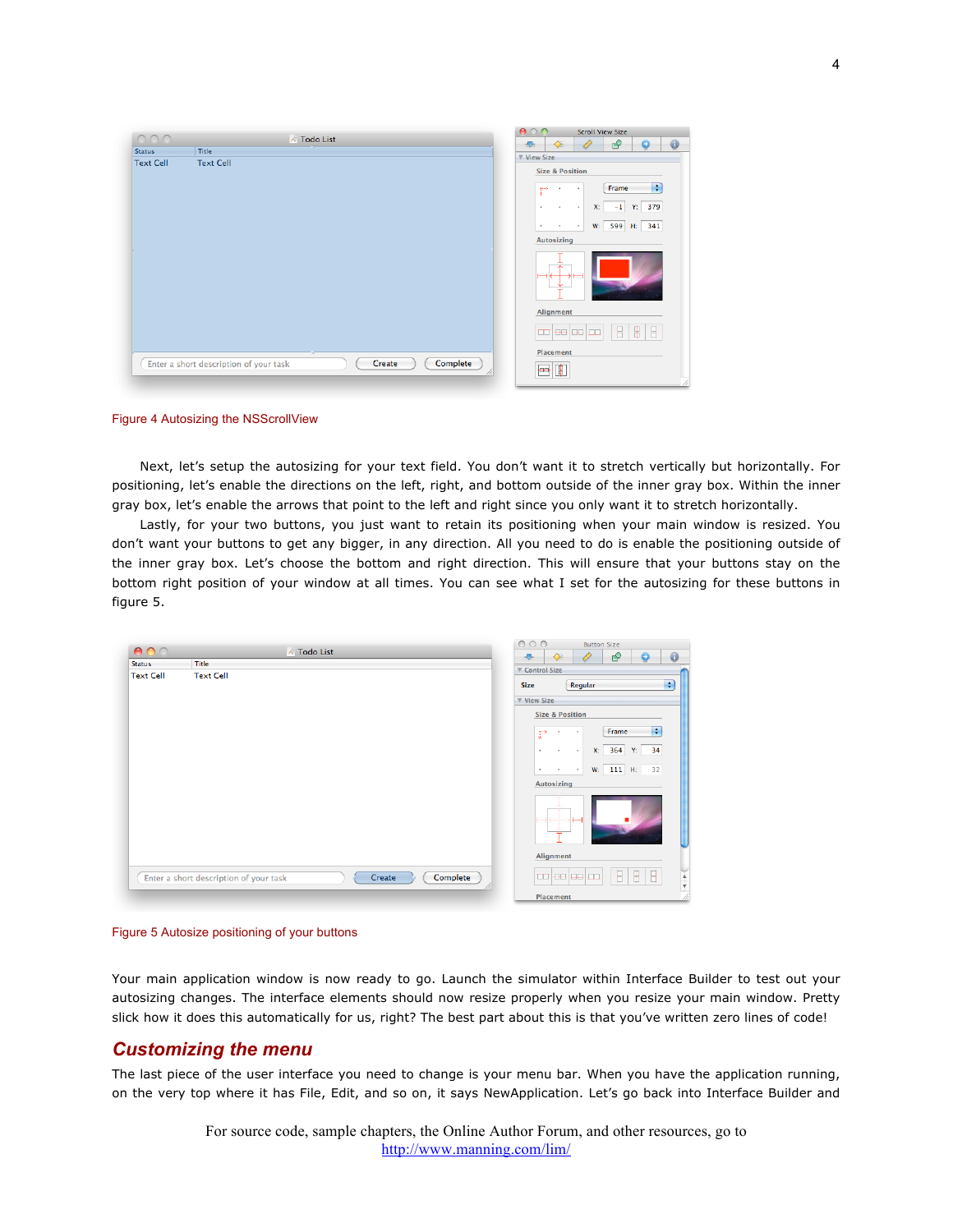Figure 4 Autosizing the NSScrollView

Next, let's setup the autosizing for your text field. You don't want it to stretch vertically but horizontally. For positioning, let's enable the directions on the left, right, and bottom outside of the inner gray box. Within the inner gray box, let's enable the arrows that point to the left and right since you only want it to stretch horizontally.

Lastly, for your two buttons, you just want to retain its positioning when your main window is resized. You don't want your buttons to get any bigger, in any direction. All you need to do is enable the positioning outside of the inner gray box. Let's choose the bottom and right direction. This will ensure that your buttons stay on the bottom right position of your window at all times. You can see what I set for the autosizing for these buttons in figure 5.

Figure 5 Autosize positioning of your buttons

Your main application window is now ready to go. Launch the simulator within Interface Builder to test out your autosizing changes. The interface elements should now resize properly when you resize your main window. Pretty slick how it does this automatically for us, right? The best part about this is that you've written zero lines of code!

## Customizing the menu

The last piece of the user interface you need to change is your menu bar. When you have the application running, on the very top where it has File, Edit, and so on, it says NewApplication. Let's go back into Interface Builder and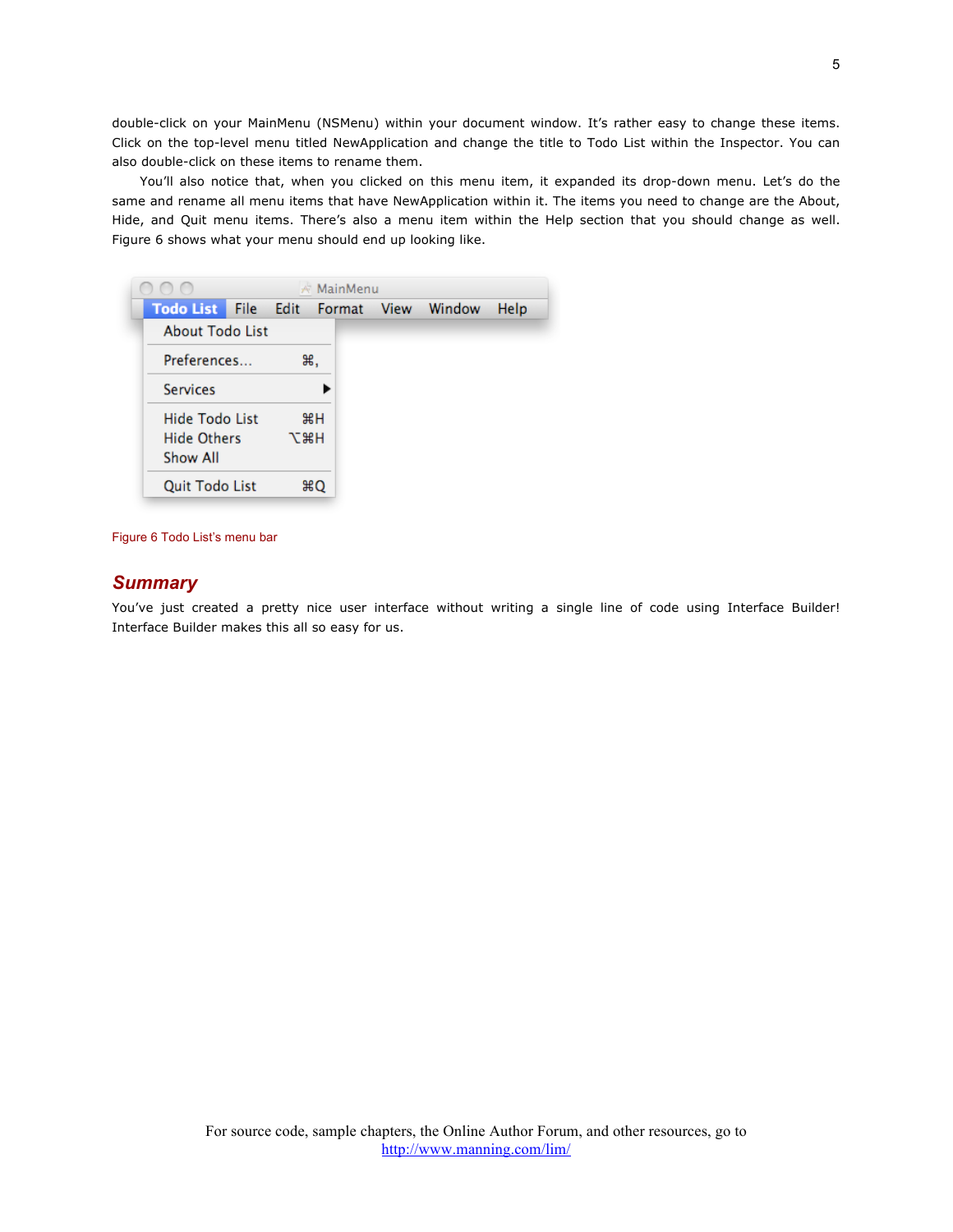double-click on your MainMenu (NSMenu) within your document window. It's rather easy to change these items. Click on the top-level menu titled NewApplication and change the title to Todo List within the Inspector. You can also double-click on these items to rename them.

You'll also notice that, when you clicked on this menu item, it expanded its drop-down menu. Let's do the same and rename all menu items that have NewApplication within it. The items you need to change are the About, Hide, and Quit menu items. There's also a menu item within the Help section that you should change as well. Figure 6 shows what your menu should end up looking like.

Figure 6 Todo List's menu bar

## *Summary*

You've just created a pretty nice user interface without writing a single line of code using Interface Builder! Interface Builder makes this all so easy for us.

For source code, sample chapters, the Online Author Forum, and other resources, go to
http://www.manning.com/lim/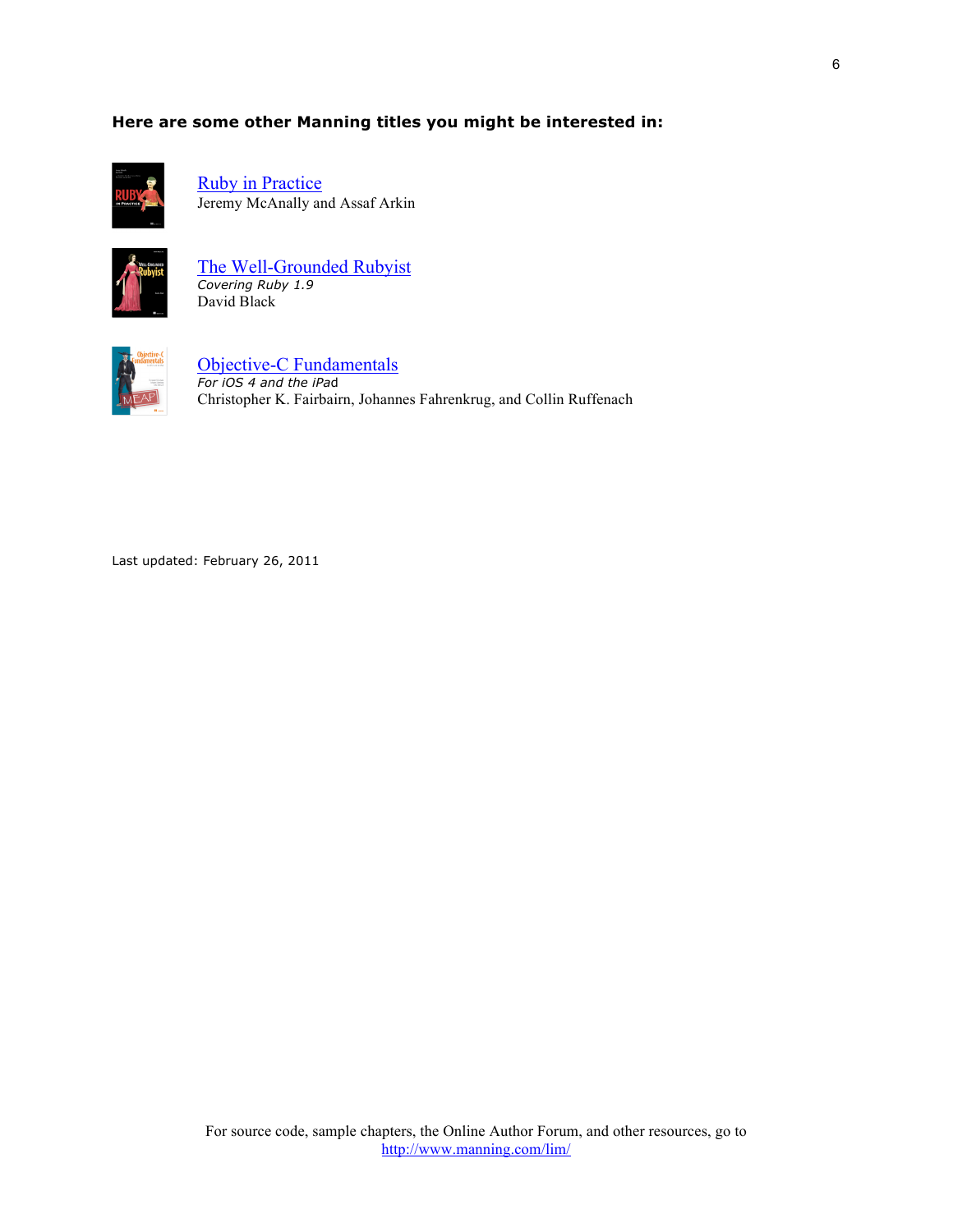**Here are some other Manning titles you might be interested in:**

[Ruby in Practice](#)
Jeremy McAnally and Assaf Arkin

[The Well-Grounded Rubyist](#)
*Covering Ruby 1.9*
David Black

[Objective-C Fundamentals](#)
*For iOS 4 and the iPad*
Christopher K. Fairbairn, Johannes Fahrenkrug, and Collin Ruffenach

Last updated: February 26, 2011

For source code, sample chapters, the Online Author Forum, and other resources, go to
http://www.manning.com/lim/